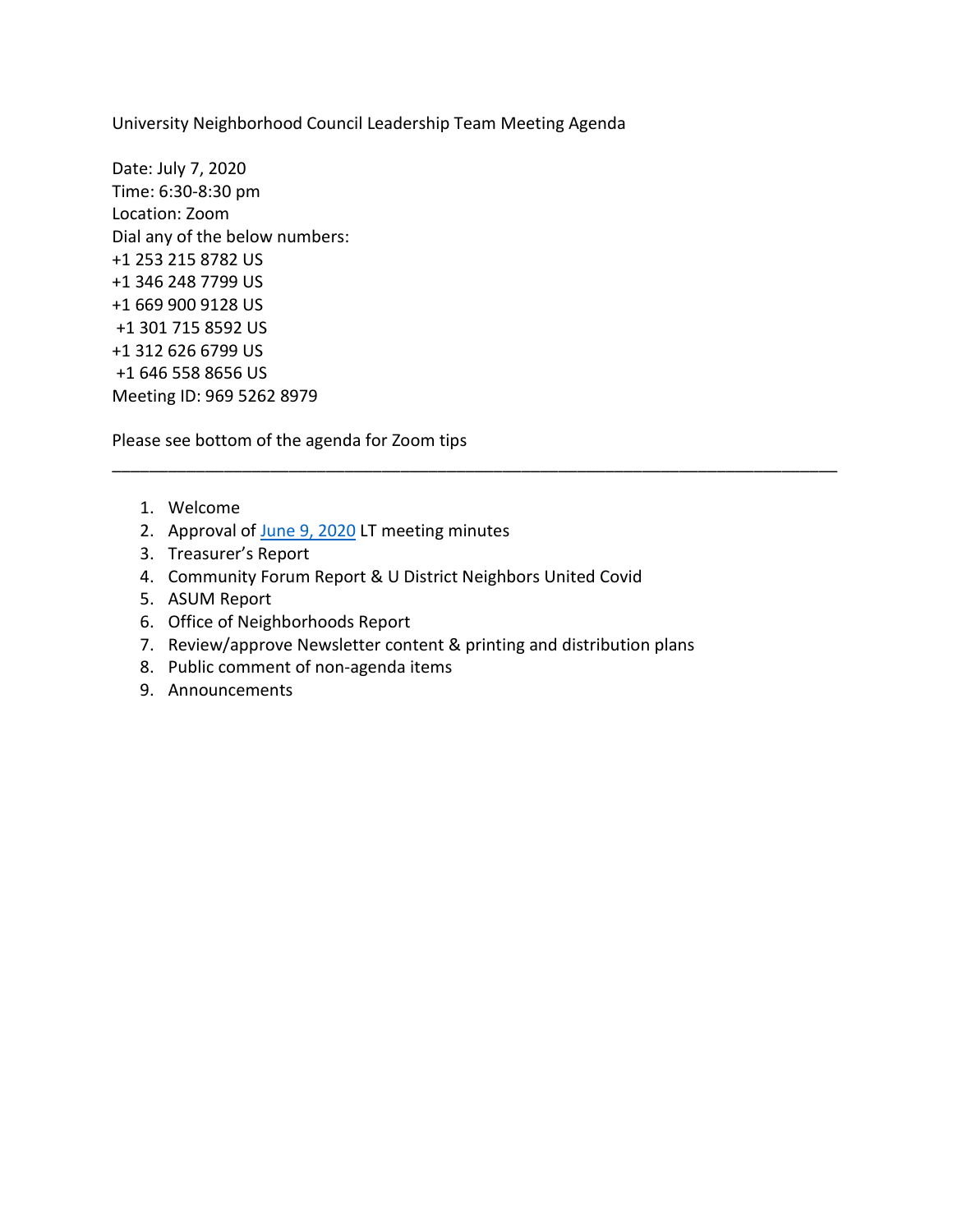University Neighborhood Council Leadership Team Meeting Agenda

Date: July 7, 2020
Time: 6:30-8:30 pm
Location: Zoom
Dial any of the below numbers:
+1 253 215 8782 US
+1 346 248 7799 US
+1 669 900 9128 US
+1 301 715 8592 US
+1 312 626 6799 US
+1 646 558 8656 US
Meeting ID: 969 5262 8979

Please see bottom of the agenda for Zoom tips

---

1. Welcome
2. Approval of June 9, 2020 LT meeting minutes
3. Treasurer's Report
4. Community Forum Report & U District Neighbors United Covid
5. ASUM Report
6. Office of Neighborhoods Report
7. Review/approve Newsletter content & printing and distribution plans
8. Public comment of non-agenda items
9. Announcements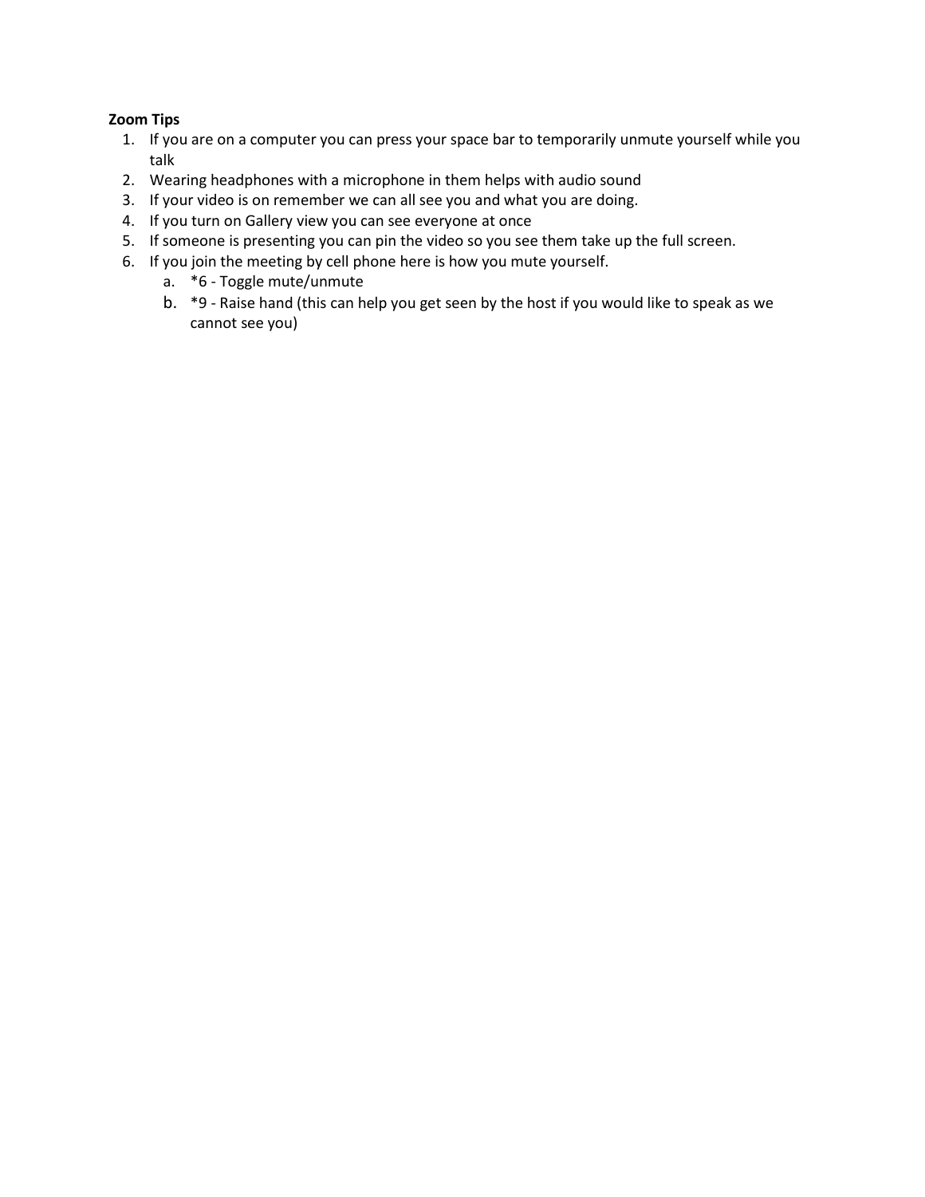**Zoom Tips**

1. If you are on a computer you can press your space bar to temporarily unmute yourself while you talk
2. Wearing headphones with a microphone in them helps with audio sound
3. If your video is on remember we can all see you and what you are doing.
4. If you turn on Gallery view you can see everyone at once
5. If someone is presenting you can pin the video so you see them take up the full screen.
6. If you join the meeting by cell phone here is how you mute yourself.
    a. *6 - Toggle mute/unmute
    b. *9 - Raise hand (this can help you get seen by the host if you would like to speak as we cannot see you)